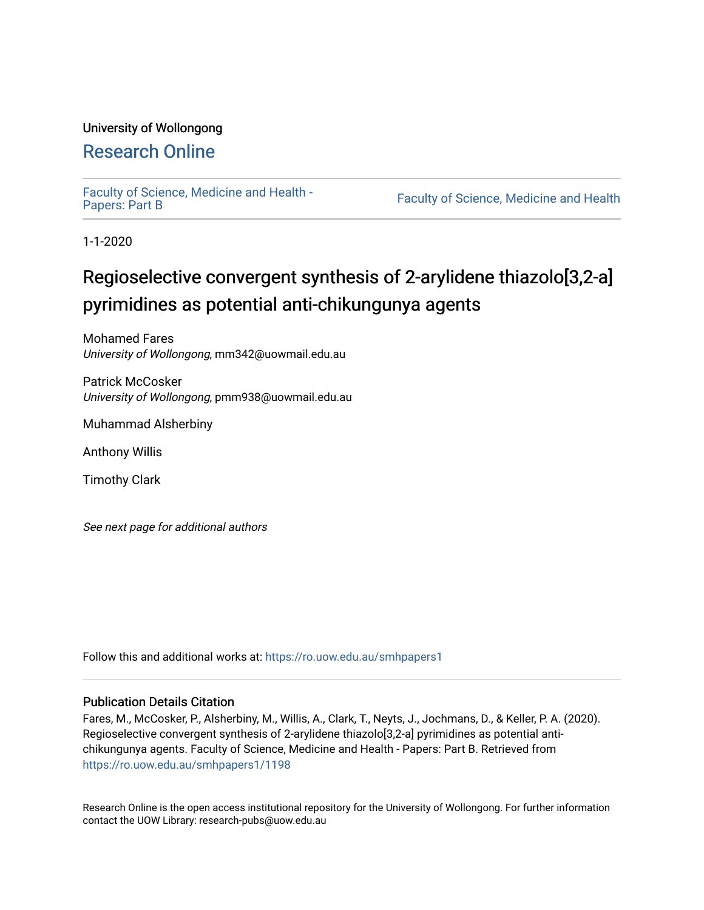University of Wollongong

# Research Online

Faculty of Science, Medicine and Health - Papers: Part B

Faculty of Science, Medicine and Health

1-1-2020

# Regioselective convergent synthesis of 2-arylidene thiazolo[3,2-a] pyrimidines as potential anti-chikungunya agents

Mohamed Fares
*University of Wollongong*, mm342@uowmail.edu.au

Patrick McCosker
*University of Wollongong*, pmm938@uowmail.edu.au

Muhammad Alsherbiny

Anthony Willis

Timothy Clark

*See next page for additional authors*

Follow this and additional works at: https://ro.uow.edu.au/smhpapers1

## Publication Details Citation

Fares, M., McCosker, P., Alsherbiny, M., Willis, A., Clark, T., Neyts, J., Jochmans, D., & Keller, P. A. (2020). Regioselective convergent synthesis of 2-arylidene thiazolo[3,2-a] pyrimidines as potential anti-chikungunya agents. Faculty of Science, Medicine and Health - Papers: Part B. Retrieved from https://ro.uow.edu.au/smhpapers1/1198

Research Online is the open access institutional repository for the University of Wollongong. For further information contact the UOW Library: research-pubs@uow.edu.au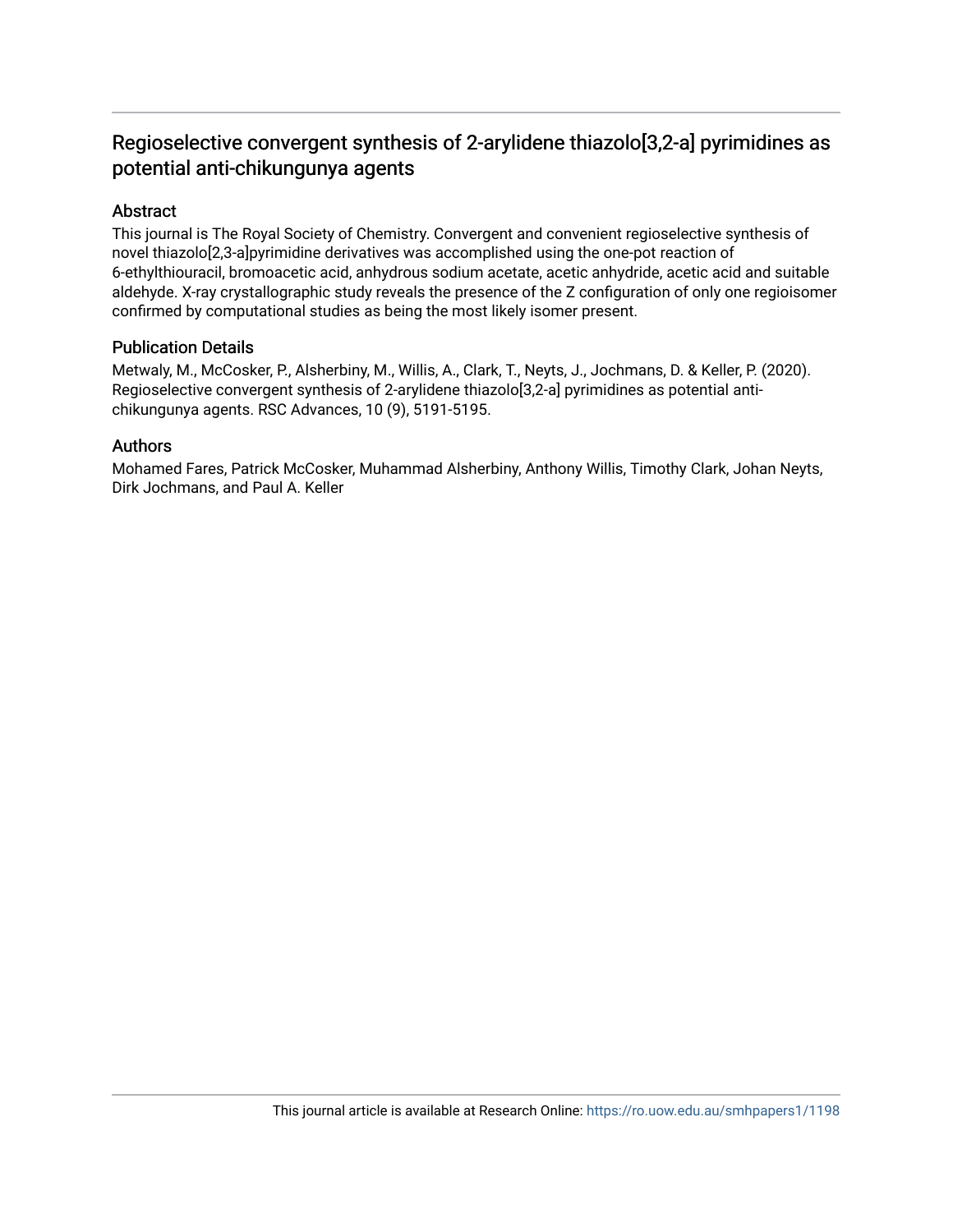# Regioselective convergent synthesis of 2-arylidene thiazolo[3,2-a] pyrimidines as potential anti-chikungunya agents

## Abstract

This journal is The Royal Society of Chemistry. Convergent and convenient regioselective synthesis of novel thiazolo[2,3-a]pyrimidine derivatives was accomplished using the one-pot reaction of 6-ethylthiouracil, bromoacetic acid, anhydrous sodium acetate, acetic anhydride, acetic acid and suitable aldehyde. X-ray crystallographic study reveals the presence of the Z configuration of only one regioisomer confirmed by computational studies as being the most likely isomer present.

## Publication Details

Metwaly, M., McCosker, P., Alsherbiny, M., Willis, A., Clark, T., Neyts, J., Jochmans, D. & Keller, P. (2020). Regioselective convergent synthesis of 2-arylidene thiazolo[3,2-a] pyrimidines as potential anti-chikungunya agents. RSC Advances, 10 (9), 5191-5195.

## Authors

Mohamed Fares, Patrick McCosker, Muhammad Alsherbiny, Anthony Willis, Timothy Clark, Johan Neyts, Dirk Jochmans, and Paul A. Keller

This journal article is available at Research Online: https://ro.uow.edu.au/smhpapers1/1198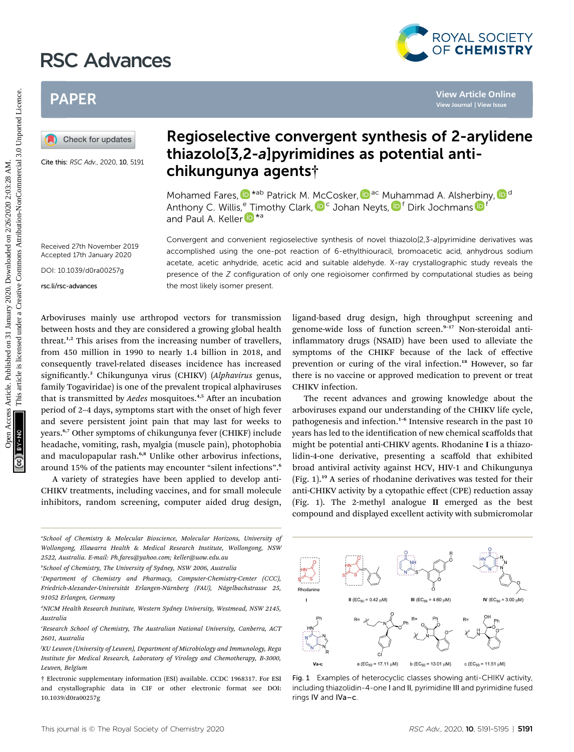# RSC Advances

## PAPER

Cite this: *RSC Adv.*, 2020, **10**, 5191

# Regioselective convergent synthesis of 2-arylidene thiazolo[3,2-*a*]pyrimidines as potential anti-chikungunya agents†

Mohamed Fares,*[ab] Patrick M. McCosker,[ac] Muhammad A. Alsherbiny,[d] Anthony C. Willis,[e] Timothy Clark,[c] Johan Neyts,[f] Dirk Jochmans[f] and Paul A. Keller*[a]

Received 27th November 2019
Accepted 17th January 2020

DOI: 10.1039/d0ra00257g

rsc.li/rsc-advances

Convergent and convenient regioselective synthesis of novel thiazolo[2,3-*a*]pyrimidine derivatives was accomplished using the one-pot reaction of 6-ethylthiouracil, bromoacetic acid, anhydrous sodium acetate, acetic anhydride, acetic acid and suitable aldehyde. X-ray crystallographic study reveals the presence of the *Z* configuration of only one regioisomer confirmed by computational studies as being the most likely isomer present.

Arboviruses mainly use arthropod vectors for transmission between hosts and they are considered a growing global health threat.[1,2] This arises from the increasing number of travellers, from 450 million in 1990 to nearly 1.4 billion in 2018, and consequently travel-related diseases incidence has increased significantly.[3] Chikungunya virus (CHIKV) (*Alphavirus* genus, family Togaviridae) is one of the prevalent tropical alphaviruses that is transmitted by *Aedes* mosquitoes.[4,5] After an incubation period of 2–4 days, symptoms start with the onset of high fever and severe persistent joint pain that may last for weeks to years.[6,7] Other symptoms of chikungunya fever (CHIKF) include headache, vomiting, rash, myalgia (muscle pain), photophobia and maculopapular rash.[6,8] Unlike other arbovirus infections, around 15% of the patients may encounter "silent infections".[6]

A variety of strategies have been applied to develop anti-CHIKV treatments, including vaccines, and for small molecule inhibitors, random screening, computer aided drug design, ligand-based drug design, high throughput screening and genome-wide loss of function screen.[9–17] Non-steroidal anti-inflammatory drugs (NSAID) have been used to alleviate the symptoms of the CHIKF because of the lack of effective prevention or curing of the viral infection.[18] However, so far there is no vaccine or approved medication to prevent or treat CHIKV infection.

The recent advances and growing knowledge about the arboviruses expand our understanding of the CHIKV life cycle, pathogenesis and infection.[1–6] Intensive research in the past 10 years has led to the identification of new chemical scaffolds that might be potential anti-CHIKV agents. Rhodanine **I** is a thiazolidin-4-one derivative, presenting a scaffold that exhibited broad antiviral activity against HCV, HIV-1 and Chikungunya (Fig. 1).[19] A series of rhodanine derivatives was tested for their anti-CHIKV activity by a cytopathic effect (CPE) reduction assay (Fig. 1). The 2-methyl analogue **II** emerged as the best compound and displayed excellent activity with submicromolar

Rhodanine **I** | **II** ($EC_{50}$ = 0.42 μM) | **III** ($EC_{50}$ = 4.60 μM) | **IV** ($EC_{50}$ = 3.00 μM) | **Va-c** | a ($EC_{50}$ = 17.11 μM) | b ($EC_{50}$ = 13.01 μM) | c ($EC_{50}$ = 11.51 μM)

Fig. 1 Examples of heterocyclic classes showing anti-CHIKV activity, including thiazolidin-4-one **I** and **II**, pyrimidine **III** and pyrimidine fused rings **IV** and **IVa–c**.

[a] School of Chemistry & Molecular Bioscience, Molecular Horizons, University of Wollongong, Illawarra Health & Medical Research Institute, Wollongong, NSW 2522, Australia. E-mail: Ph.fares@yahoo.com; keller@uow.edu.au

[b] School of Chemistry, The University of Sydney, NSW 2006, Australia

[c] Department of Chemistry and Pharmacy, Computer-Chemistry-Center (CCC), Friedrich-Alexander-Universität Erlangen-Nürnberg (FAU), Nägelbachstrasse 25, 91052 Erlangen, Germany

[d] NICM Health Research Institute, Western Sydney University, Westmead, NSW 2145, Australia

[e] Research School of Chemistry, The Australian National University, Canberra, ACT 2601, Australia

[f] KU Leuven (University of Leuven), Department of Microbiology and Immunology, Rega Institute for Medical Research, Laboratory of Virology and Chemotherapy, B-3000, Leuven, Belgium

† Electronic supplementary information (ESI) available. CCDC 1968317. For ESI and crystallographic data in CIF or other electronic format see DOI: 10.1039/d0ra00257g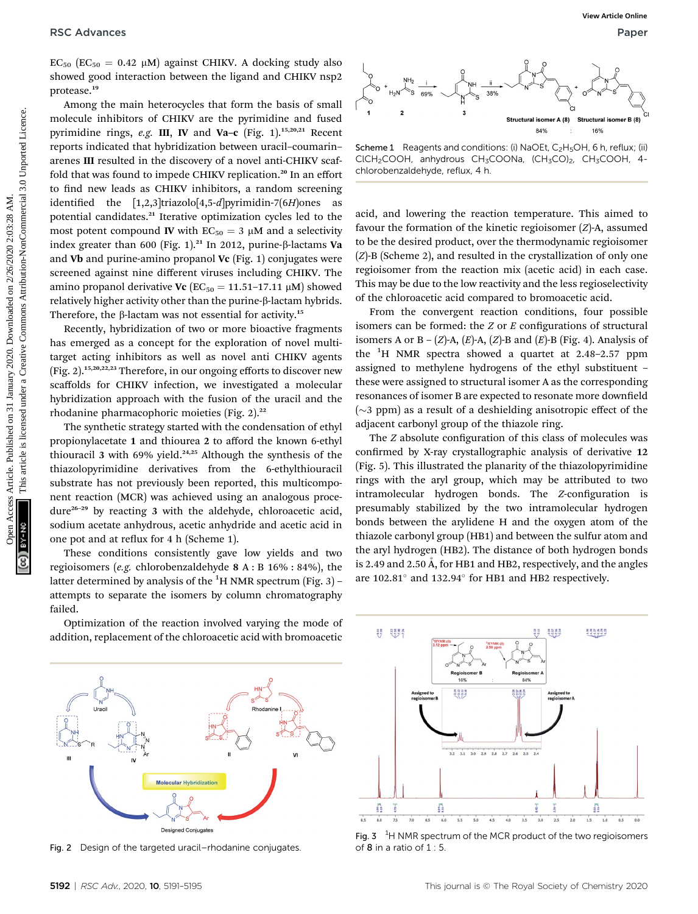$EC_{50}$ ($EC_{50}$ = 0.42 μM) against CHIKV. A docking study also showed good interaction between the ligand and CHIKV nsp2 protease.[19]

Among the main heterocycles that form the basis of small molecule inhibitors of CHIKV are the pyrimidine and fused pyrimidine rings, *e.g.* **III**, **IV** and **Va–c** (Fig. 1).[15,20,21] Recent reports indicated that hybridization between uracil–coumarin–arenes **III** resulted in the discovery of a novel anti-CHIKV scaffold that was found to impede CHIKV replication.[20] In an effort to find new leads as CHIKV inhibitors, a random screening identified the [1,2,3]triazolo[4,5-*d*]pyrimidin-7(6*H*)ones as potential candidates.[21] Iterative optimization cycles led to the most potent compound **IV** with $EC_{50}$ = 3 μM and a selectivity index greater than 600 (Fig. 1).[21] In 2012, purine-β-lactams **Va** and **Vb** and purine-amino propanol **Vc** (Fig. 1) conjugates were screened against nine different viruses including CHIKV. The amino propanol derivative **Vc** ($EC_{50}$ = 11.51–17.11 μM) showed relatively higher activity other than the purine-β-lactam hybrids. Therefore, the β-lactam was not essential for activity.[15]

Recently, hybridization of two or more bioactive fragments has emerged as a concept for the exploration of novel multi-target acting inhibitors as well as novel anti CHIKV agents (Fig. 2).[15,20,22,23] Therefore, in our ongoing efforts to discover new scaffolds for CHIKV infection, we investigated a molecular hybridization approach with the fusion of the uracil and the rhodanine pharmacophoric moieties (Fig. 2).[22]

The synthetic strategy started with the condensation of ethyl propionylacetate **1** and thiourea **2** to afford the known 6-ethyl thiouracil **3** with 69% yield.[24,25] Although the synthesis of the thiazolopyrimidine derivatives from the 6-ethylthiouracil substrate has not previously been reported, this multicomponent reaction (MCR) was achieved using an analogous procedure[26–29] by reacting **3** with the aldehyde, chloroacetic acid, sodium acetate anhydrous, acetic anhydride and acetic acid in one pot and at reflux for 4 h (Scheme 1).

These conditions consistently gave low yields and two regioisomers (*e.g.* chlorobenzaldehyde **8** A : B 16% : 84%), the latter determined by analysis of the $^1$H NMR spectrum (Fig. 3) – attempts to separate the isomers by column chromatography failed.

Optimization of the reaction involved varying the mode of addition, replacement of the chloroacetic acid with bromoacetic acid, and lowering the reaction temperature. This aimed to favour the formation of the kinetic regioisomer (*Z*)-A, assumed to be the desired product, over the thermodynamic regioisomer (*Z*)-B (Scheme 2), and resulted in the crystallization of only one regioisomer from the reaction mix (acetic acid) in each case. This may be due to the low reactivity and the less regioselectivity of the chloroacetic acid compared to bromoacetic acid.

From the convergent reaction conditions, four possible isomers can be formed: the *Z* or *E* configurations of structural isomers A or B – (*Z*)-A, (*E*)-A, (*Z*)-B and (*E*)-B (Fig. 4). Analysis of the $^1$H NMR spectra showed a quartet at 2.48–2.57 ppm assigned to methylene hydrogens of the ethyl substituent – these were assigned to structural isomer A as the corresponding resonances of isomer B are expected to resonate more downfield (~3 ppm) as a result of a deshielding anisotropic effect of the adjacent carbonyl group of the thiazole ring.

The *Z* absolute configuration of this class of molecules was confirmed by X-ray crystallographic analysis of derivative **12** (Fig. 5). This illustrated the planarity of the thiazolopyrimidine rings with the aryl group, which may be attributed to two intramolecular hydrogen bonds. The *Z*-configuration is presumably stabilized by the two intramolecular hydrogen bonds between the arylidene H and the oxygen atom of the thiazole carbonyl group (HB1) and between the sulfur atom and the aryl hydrogen (HB2). The distance of both hydrogen bonds is 2.49 and 2.50 Å, for HB1 and HB2, respectively, and the angles are 102.81° and 132.94° for HB1 and HB2 respectively.

Scheme 1 Reagents and conditions: (i) NaOEt, $C_2H_5OH$, 6 h, reflux; (ii) $ClCH_2COOH$, anhydrous $CH_3COONa$, $(CH_3CO)_2$, $CH_3COOH$, 4-chlorobenzaldehyde, reflux, 4 h.

Fig. 2 Design of the targeted uracil–rhodanine conjugates.

Fig. 3 $^1$H NMR spectrum of the MCR product of the two regioisomers of **8** in a ratio of 1 : 5.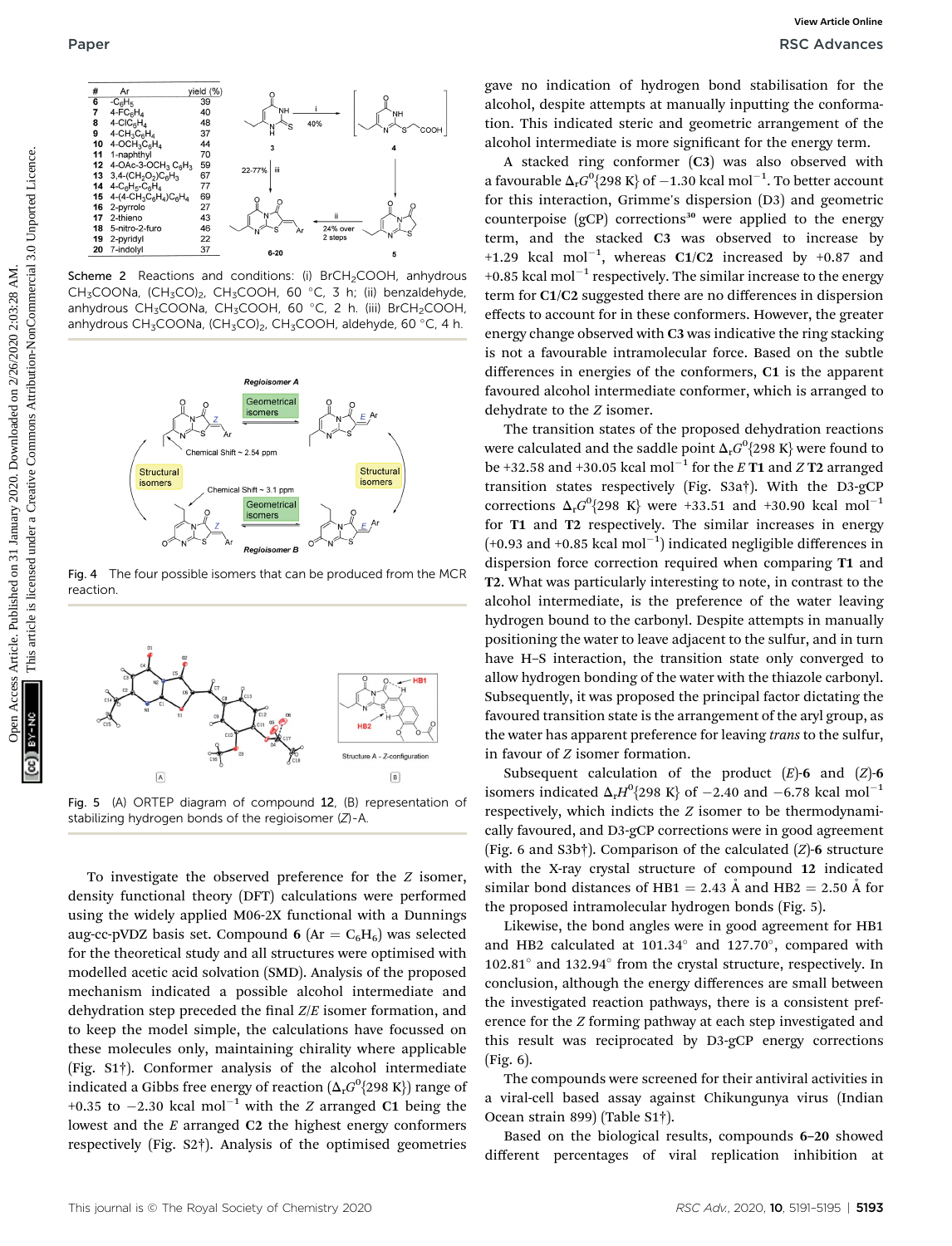| # | Ar | yield (%) |
|---|---|---|
| 6 | -$C_6H_5$ | 39 |
| 7 | 4-$FC_6H_4$ | 40 |
| 8 | 4-$ClC_6H_4$ | 48 |
| 9 | 4-$CH_3C_6H_4$ | 37 |
| 10 | 4-$OCH_3C_6H_4$ | 44 |
| 11 | 1-naphthyl | 70 |
| 12 | 4-OAc-3-$OCH_3$ $C_6H_3$ | 59 |
| 13 | 3,4-$(CH_2O_2)C_6H_3$ | 67 |
| 14 | 4-$C_6H_5$-$C_6H_4$ | 77 |
| 15 | 4-(4-$CH_3C_6H_4$)$C_6H_4$ | 69 |
| 16 | 2-pyrrolo | 27 |
| 17 | 2-thieno | 43 |
| 18 | 5-nitro-2-furo | 46 |
| 19 | 2-pyridyl | 22 |
| 20 | 7-indolyl | 37 |

Scheme 2 Reactions and conditions: (i) $BrCH_2COOH$, anhydrous $CH_3COONa$, $(CH_3CO)_2$, $CH_3COOH$, 60 °C, 3 h; (ii) benzaldehyde, anhydrous $CH_3COONa$, $CH_3COOH$, 60 °C, 2 h. (iii) $BrCH_2COOH$, anhydrous $CH_3COONa$, $(CH_3CO)_2$, $CH_3COOH$, aldehyde, 60 °C, 4 h.

Fig. 4 The four possible isomers that can be produced from the MCR reaction.

Fig. 5 (A) ORTEP diagram of compound **12**, (B) representation of stabilizing hydrogen bonds of the regioisomer (*Z*)-A.

To investigate the observed preference for the *Z* isomer, density functional theory (DFT) calculations were performed using the widely applied M06-2X functional with a Dunnings aug-cc-pVDZ basis set. Compound **6** (Ar = $C_6H_6$) was selected for the theoretical study and all structures were optimised with modelled acetic acid solvation (SMD). Analysis of the proposed mechanism indicated a possible alcohol intermediate and dehydration step preceded the final *Z*/*E* isomer formation, and to keep the model simple, the calculations have focussed on these molecules only, maintaining chirality where applicable (Fig. S1†). Conformer analysis of the alcohol intermediate indicated a Gibbs free energy of reaction ($\Delta_r G^0${298 K}) range of +0.35 to −2.30 kcal mol$^{-1}$ with the *Z* arranged **C1** being the lowest and the *E* arranged **C2** the highest energy conformers respectively (Fig. S2†). Analysis of the optimised geometries gave no indication of hydrogen bond stabilisation for the alcohol, despite attempts at manually inputting the conformation. This indicated steric and geometric arrangement of the alcohol intermediate is more significant for the energy term.

A stacked ring conformer (**C3**) was also observed with a favourable $\Delta_r G^0${298 K} of −1.30 kcal mol$^{-1}$. To better account for this interaction, Grimme's dispersion (D3) and geometric counterpoise (gCP) corrections[30] were applied to the energy term, and the stacked **C3** was observed to increase by +1.29 kcal mol$^{-1}$, whereas **C1**/**C2** increased by +0.87 and +0.85 kcal mol$^{-1}$ respectively. The similar increase to the energy term for **C1**/**C2** suggested there are no differences in dispersion effects to account for in these conformers. However, the greater energy change observed with **C3** was indicative the ring stacking is not a favourable intramolecular force. Based on the subtle differences in energies of the conformers, **C1** is the apparent favoured alcohol intermediate conformer, which is arranged to dehydrate to the *Z* isomer.

The transition states of the proposed dehydration reactions were calculated and the saddle point $\Delta_r G^0${298 K} were found to be +32.58 and +30.05 kcal mol$^{-1}$ for the *E* **T1** and *Z* **T2** arranged transition states respectively (Fig. S3a†). With the D3-gCP corrections $\Delta_r G^0${298 K} were +33.51 and +30.90 kcal mol$^{-1}$ for **T1** and **T2** respectively. The similar increases in energy (+0.93 and +0.85 kcal mol$^{-1}$) indicated negligible differences in dispersion force correction required when comparing **T1** and **T2**. What was particularly interesting to note, in contrast to the alcohol intermediate, is the preference of the water leaving hydrogen bound to the carbonyl. Despite attempts in manually positioning the water to leave adjacent to the sulfur, and in turn have H–S interaction, the transition state only converged to allow hydrogen bonding of the water with the thiazole carbonyl. Subsequently, it was proposed the principal factor dictating the favoured transition state is the arrangement of the aryl group, as the water has apparent preference for leaving *trans* to the sulfur, in favour of *Z* isomer formation.

Subsequent calculation of the product (*E*)-**6** and (*Z*)-**6** isomers indicated $\Delta_r H^0${298 K} of −2.40 and −6.78 kcal mol$^{-1}$ respectively, which indicts the *Z* isomer to be thermodynamically favoured, and D3-gCP corrections were in good agreement (Fig. 6 and S3b†). Comparison of the calculated (*Z*)-**6** structure with the X-ray crystal structure of compound **12** indicated similar bond distances of HB1 = 2.43 Å and HB2 = 2.50 Å for the proposed intramolecular hydrogen bonds (Fig. 5).

Likewise, the bond angles were in good agreement for HB1 and HB2 calculated at 101.34° and 127.70°, compared with 102.81° and 132.94° from the crystal structure, respectively. In conclusion, although the energy differences are small between the investigated reaction pathways, there is a consistent preference for the *Z* forming pathway at each step investigated and this result was reciprocated by D3-gCP energy corrections (Fig. 6).

The compounds were screened for their antiviral activities in a viral-cell based assay against Chikungunya virus (Indian Ocean strain 899) (Table S1†).

Based on the biological results, compounds **6–20** showed different percentages of viral replication inhibition at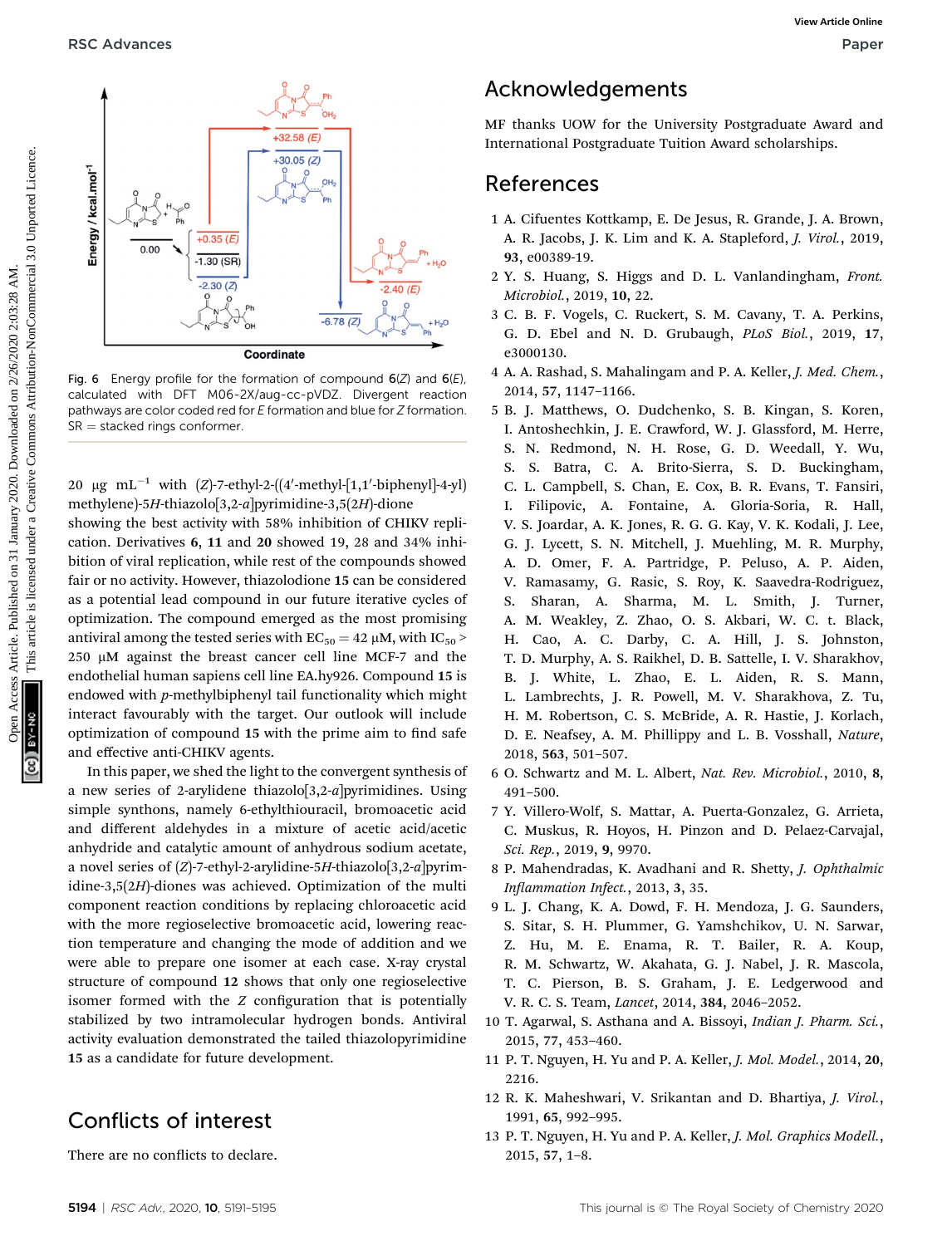Fig. 6 Energy profile for the formation of compound 6(*Z*) and 6(*E*), calculated with DFT M06-2X/aug-cc-pVDZ. Divergent reaction pathways are color coded red for *E* formation and blue for *Z* formation. SR = stacked rings conformer.

20 μg mL$^{-1}$ with (*Z*)-7-ethyl-2-((4′-methyl-[1,1′-biphenyl]-4-yl)methylene)-5*H*-thiazolo[3,2-*a*]pyrimidine-3,5(2*H*)-dione showing the best activity with 58% inhibition of CHIKV replication. Derivatives **6**, **11** and **20** showed 19, 28 and 34% inhibition of viral replication, while rest of the compounds showed fair or no activity. However, thiazolodione **15** can be considered as a potential lead compound in our future iterative cycles of optimization. The compound emerged as the most promising antiviral among the tested series with $EC_{50}$ = 42 μM, with $IC_{50}$ > 250 μM against the breast cancer cell line MCF-7 and the endothelial human sapiens cell line EA.hy926. Compound **15** is endowed with *p*-methylbiphenyl tail functionality which might interact favourably with the target. Our outlook will include optimization of compound **15** with the prime aim to find safe and effective anti-CHIKV agents.

In this paper, we shed the light to the convergent synthesis of a new series of 2-arylidene thiazolo[3,2-*a*]pyrimidines. Using simple synthons, namely 6-ethylthiouracil, bromoacetic acid and different aldehydes in a mixture of acetic acid/acetic anhydride and catalytic amount of anhydrous sodium acetate, a novel series of (*Z*)-7-ethyl-2-arylidine-5*H*-thiazolo[3,2-*a*]pyrimidine-3,5(2*H*)-diones was achieved. Optimization of the multi component reaction conditions by replacing chloroacetic acid with the more regioselective bromoacetic acid, lowering reaction temperature and changing the mode of addition and we were able to prepare one isomer at each case. X-ray crystal structure of compound **12** shows that only one regioselective isomer formed with the *Z* configuration that is potentially stabilized by two intramolecular hydrogen bonds. Antiviral activity evaluation demonstrated the tailed thiazolopyrimidine **15** as a candidate for future development.

## Conflicts of interest

There are no conflicts to declare.

## Acknowledgements

MF thanks UOW for the University Postgraduate Award and International Postgraduate Tuition Award scholarships.

## References

1 A. Cifuentes Kottkamp, E. De Jesus, R. Grande, J. A. Brown, A. R. Jacobs, J. K. Lim and K. A. Stapleford, *J. Virol.*, 2019, **93**, e00389-19.

2 Y. S. Huang, S. Higgs and D. L. Vanlandingham, *Front. Microbiol.*, 2019, **10**, 22.

3 C. B. F. Vogels, C. Ruckert, S. M. Cavany, T. A. Perkins, G. D. Ebel and N. D. Grubaugh, *PLoS Biol.*, 2019, **17**, e3000130.

4 A. A. Rashad, S. Mahalingam and P. A. Keller, *J. Med. Chem.*, 2014, **57**, 1147–1166.

5 B. J. Matthews, O. Dudchenko, S. B. Kingan, S. Koren, I. Antoshechkin, J. E. Crawford, W. J. Glassford, M. Herre, S. N. Redmond, N. H. Rose, G. D. Weedall, Y. Wu, S. S. Batra, C. A. Brito-Sierra, S. D. Buckingham, C. L. Campbell, S. Chan, E. Cox, B. R. Evans, T. Fansiri, I. Filipovic, A. Fontaine, A. Gloria-Soria, R. Hall, V. S. Joardar, A. K. Jones, R. G. G. Kay, V. K. Kodali, J. Lee, G. J. Lycett, S. N. Mitchell, J. Muehling, M. R. Murphy, A. D. Omer, F. A. Partridge, P. Peluso, A. P. Aiden, V. Ramasamy, G. Rasic, S. Roy, K. Saavedra-Rodriguez, S. Sharan, A. Sharma, M. L. Smith, J. Turner, A. M. Weakley, Z. Zhao, O. S. Akbari, W. C. t. Black, H. Cao, A. C. Darby, C. A. Hill, J. S. Johnston, T. D. Murphy, A. S. Raikhel, D. B. Sattelle, I. V. Sharakhov, B. J. White, L. Zhao, E. L. Aiden, R. S. Mann, L. Lambrechts, J. R. Powell, M. V. Sharakhova, Z. Tu, H. M. Robertson, C. S. McBride, A. R. Hastie, J. Korlach, D. E. Neafsey, A. M. Phillippy and L. B. Vosshall, *Nature*, 2018, **563**, 501–507.

6 O. Schwartz and M. L. Albert, *Nat. Rev. Microbiol.*, 2010, **8**, 491–500.

7 Y. Villero-Wolf, S. Mattar, A. Puerta-Gonzalez, G. Arrieta, C. Muskus, R. Hoyos, H. Pinzon and D. Pelaez-Carvajal, *Sci. Rep.*, 2019, **9**, 9970.

8 P. Mahendradas, K. Avadhani and R. Shetty, *J. Ophthalmic Inflammation Infect.*, 2013, **3**, 35.

9 L. J. Chang, K. A. Dowd, F. H. Mendoza, J. G. Saunders, S. Sitar, S. H. Plummer, G. Yamshchikov, U. N. Sarwar, Z. Hu, M. E. Enama, R. T. Bailer, R. A. Koup, R. M. Schwartz, W. Akahata, G. J. Nabel, J. R. Mascola, T. C. Pierson, B. S. Graham, J. E. Ledgerwood and V. R. C. S. Team, *Lancet*, 2014, **384**, 2046–2052.

10 T. Agarwal, S. Asthana and A. Bissoyi, *Indian J. Pharm. Sci.*, 2015, **77**, 453–460.

11 P. T. Nguyen, H. Yu and P. A. Keller, *J. Mol. Model.*, 2014, **20**, 2216.

12 R. K. Maheshwari, V. Srikantan and D. Bhartiya, *J. Virol.*, 1991, **65**, 992–995.

13 P. T. Nguyen, H. Yu and P. A. Keller, *J. Mol. Graphics Modell.*, 2015, **57**, 1–8.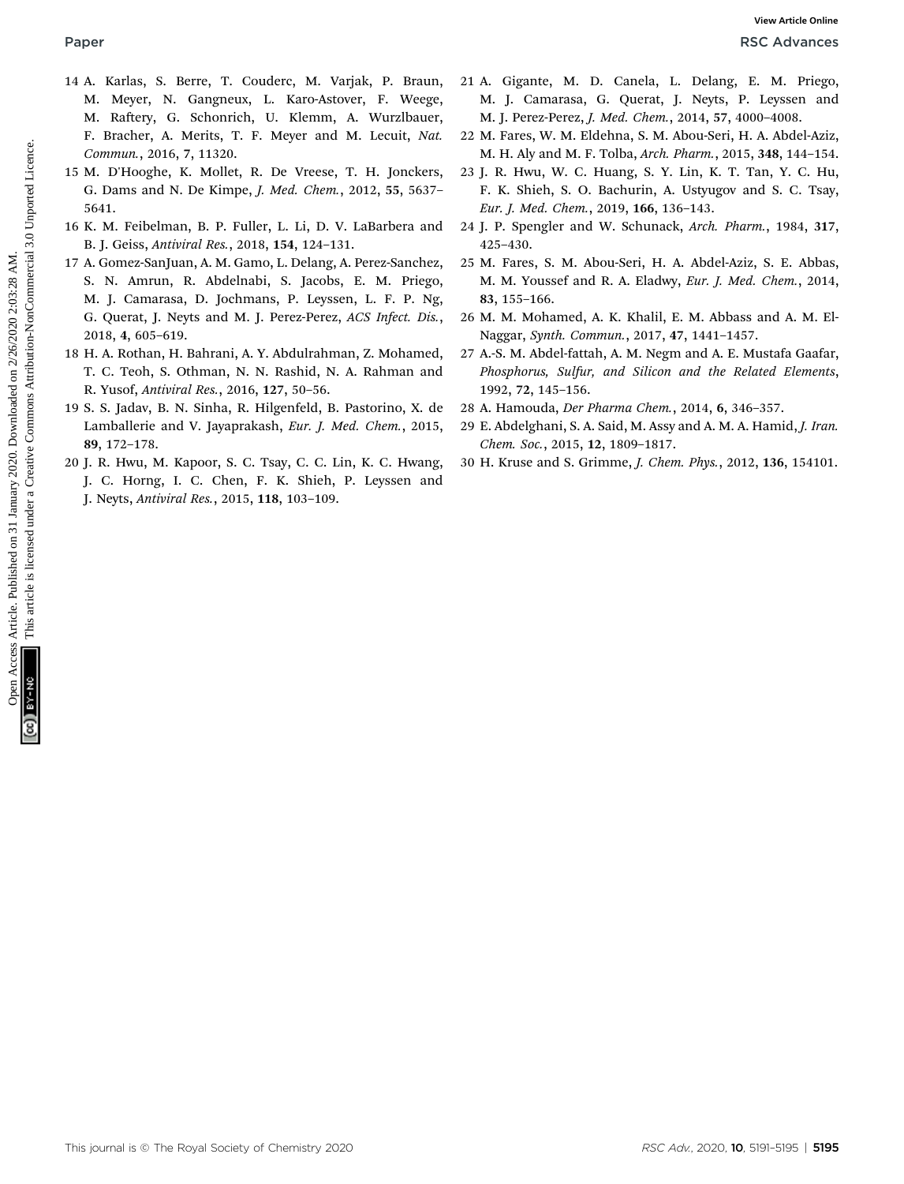14 A. Karlas, S. Berre, T. Couderc, M. Varjak, P. Braun, M. Meyer, N. Gangneux, L. Karo-Astover, F. Weege, M. Raftery, G. Schonrich, U. Klemm, A. Wurzlbauer, F. Bracher, A. Merits, T. F. Meyer and M. Lecuit, *Nat. Commun.*, 2016, **7**, 11320.

15 M. D'Hooghe, K. Mollet, R. De Vreese, T. H. Jonckers, G. Dams and N. De Kimpe, *J. Med. Chem.*, 2012, **55**, 5637–5641.

16 K. M. Feibelman, B. P. Fuller, L. Li, D. V. LaBarbera and B. J. Geiss, *Antiviral Res.*, 2018, **154**, 124–131.

17 A. Gomez-SanJuan, A. M. Gamo, L. Delang, A. Perez-Sanchez, S. N. Amrun, R. Abdelnabi, S. Jacobs, E. M. Priego, M. J. Camarasa, D. Jochmans, P. Leyssen, L. F. P. Ng, G. Querat, J. Neyts and M. J. Perez-Perez, *ACS Infect. Dis.*, 2018, **4**, 605–619.

18 H. A. Rothan, H. Bahrani, A. Y. Abdulrahman, Z. Mohamed, T. C. Teoh, S. Othman, N. N. Rashid, N. A. Rahman and R. Yusof, *Antiviral Res.*, 2016, **127**, 50–56.

19 S. S. Jadav, B. N. Sinha, R. Hilgenfeld, B. Pastorino, X. de Lamballerie and V. Jayaprakash, *Eur. J. Med. Chem.*, 2015, **89**, 172–178.

20 J. R. Hwu, M. Kapoor, S. C. Tsay, C. C. Lin, K. C. Hwang, J. C. Horng, I. C. Chen, F. K. Shieh, P. Leyssen and J. Neyts, *Antiviral Res.*, 2015, **118**, 103–109.

21 A. Gigante, M. D. Canela, L. Delang, E. M. Priego, M. J. Camarasa, G. Querat, J. Neyts, P. Leyssen and M. J. Perez-Perez, *J. Med. Chem.*, 2014, **57**, 4000–4008.

22 M. Fares, W. M. Eldehna, S. M. Abou-Seri, H. A. Abdel-Aziz, M. H. Aly and M. F. Tolba, *Arch. Pharm.*, 2015, **348**, 144–154.

23 J. R. Hwu, W. C. Huang, S. Y. Lin, K. T. Tan, Y. C. Hu, F. K. Shieh, S. O. Bachurin, A. Ustyugov and S. C. Tsay, *Eur. J. Med. Chem.*, 2019, **166**, 136–143.

24 J. P. Spengler and W. Schunack, *Arch. Pharm.*, 1984, **317**, 425–430.

25 M. Fares, S. M. Abou-Seri, H. A. Abdel-Aziz, S. E. Abbas, M. M. Youssef and R. A. Eladwy, *Eur. J. Med. Chem.*, 2014, **83**, 155–166.

26 M. M. Mohamed, A. K. Khalil, E. M. Abbass and A. M. El-Naggar, *Synth. Commun.*, 2017, **47**, 1441–1457.

27 A.-S. M. Abdel-fattah, A. M. Negm and A. E. Mustafa Gaafar, *Phosphorus, Sulfur, and Silicon and the Related Elements*, 1992, **72**, 145–156.

28 A. Hamouda, *Der Pharma Chem.*, 2014, **6**, 346–357.

29 E. Abdelghani, S. A. Said, M. Assy and A. M. A. Hamid, *J. Iran. Chem. Soc.*, 2015, **12**, 1809–1817.

30 H. Kruse and S. Grimme, *J. Chem. Phys.*, 2012, **136**, 154101.